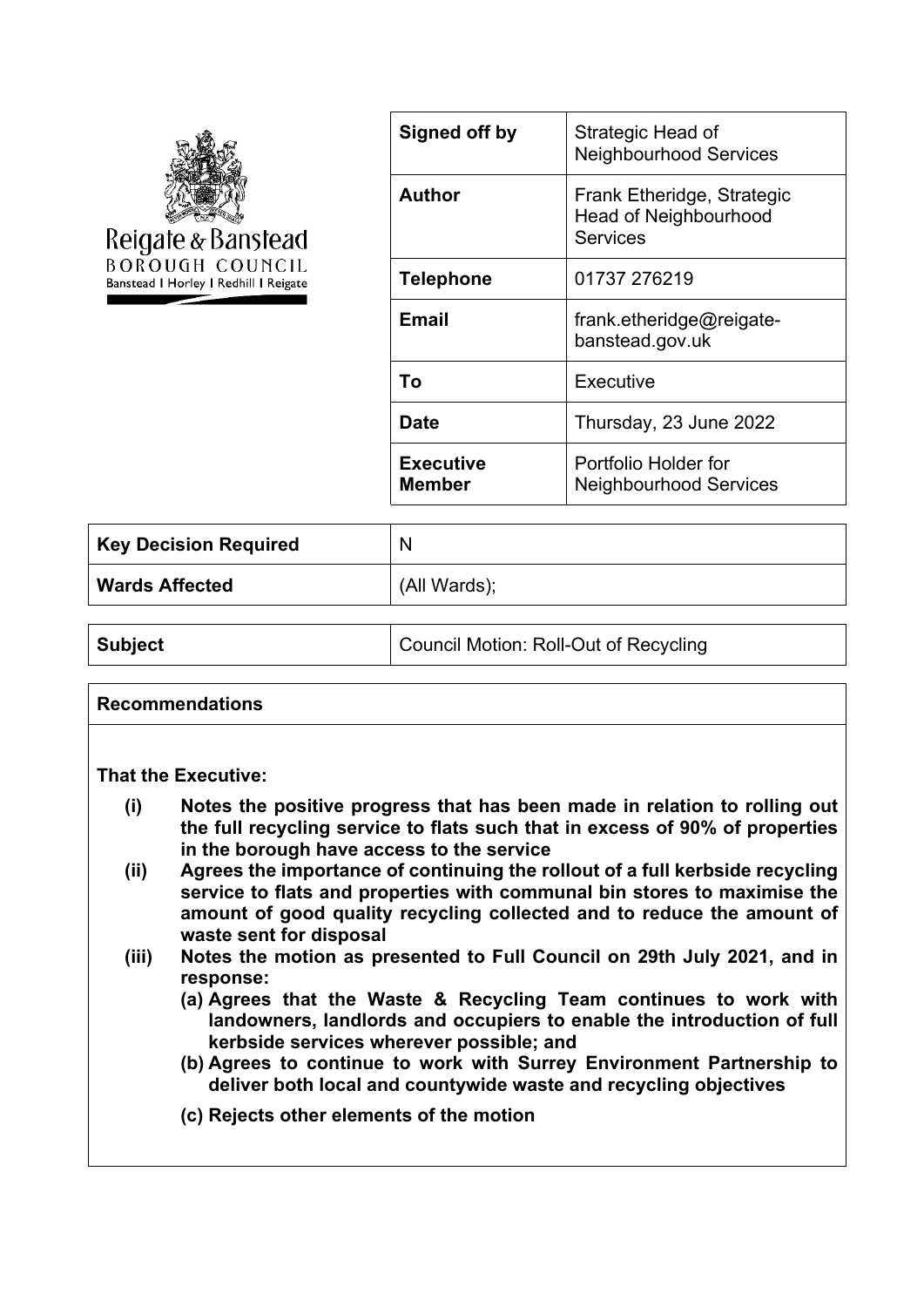Reigate & Banstead
BOROUGH COUNCIL
Banstead | Horley | Redhill | Reigate

| | |
|---|---|
| **Signed off by** | Strategic Head of Neighbourhood Services |
| **Author** | Frank Etheridge, Strategic Head of Neighbourhood Services |
| **Telephone** | 01737 276219 |
| **Email** | frank.etheridge@reigate-banstead.gov.uk |
| **To** | Executive |
| **Date** | Thursday, 23 June 2022 |
| **Executive Member** | Portfolio Holder for Neighbourhood Services |

| | |
|---|---|
| **Key Decision Required** | N |
| **Wards Affected** | (All Wards); |

| | |
|---|---|
| **Subject** | Council Motion: Roll-Out of Recycling |

## Recommendations

**That the Executive:**

**(i) Notes the positive progress that has been made in relation to rolling out the full recycling service to flats such that in excess of 90% of properties in the borough have access to the service**

**(ii) Agrees the importance of continuing the rollout of a full kerbside recycling service to flats and properties with communal bin stores to maximise the amount of good quality recycling collected and to reduce the amount of waste sent for disposal**

**(iii) Notes the motion as presented to Full Council on 29th July 2021, and in response:**

**(a) Agrees that the Waste & Recycling Team continues to work with landowners, landlords and occupiers to enable the introduction of full kerbside services wherever possible; and**

**(b) Agrees to continue to work with Surrey Environment Partnership to deliver both local and countywide waste and recycling objectives**

**(c) Rejects other elements of the motion**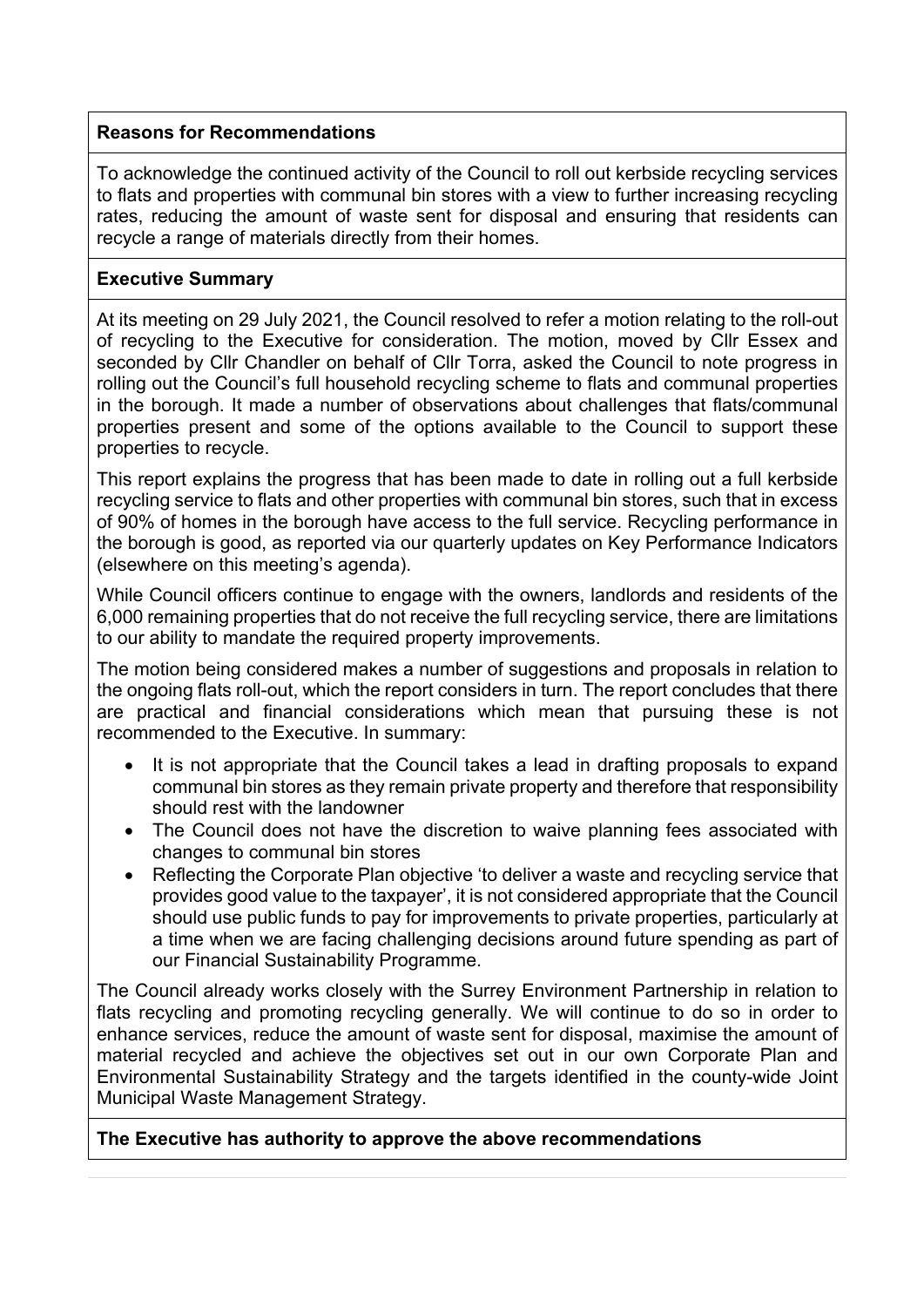**Reasons for Recommendations**

To acknowledge the continued activity of the Council to roll out kerbside recycling services to flats and properties with communal bin stores with a view to further increasing recycling rates, reducing the amount of waste sent for disposal and ensuring that residents can recycle a range of materials directly from their homes.

**Executive Summary**

At its meeting on 29 July 2021, the Council resolved to refer a motion relating to the roll-out of recycling to the Executive for consideration. The motion, moved by Cllr Essex and seconded by Cllr Chandler on behalf of Cllr Torra, asked the Council to note progress in rolling out the Council's full household recycling scheme to flats and communal properties in the borough. It made a number of observations about challenges that flats/communal properties present and some of the options available to the Council to support these properties to recycle.

This report explains the progress that has been made to date in rolling out a full kerbside recycling service to flats and other properties with communal bin stores, such that in excess of 90% of homes in the borough have access to the full service. Recycling performance in the borough is good, as reported via our quarterly updates on Key Performance Indicators (elsewhere on this meeting's agenda).

While Council officers continue to engage with the owners, landlords and residents of the 6,000 remaining properties that do not receive the full recycling service, there are limitations to our ability to mandate the required property improvements.

The motion being considered makes a number of suggestions and proposals in relation to the ongoing flats roll-out, which the report considers in turn. The report concludes that there are practical and financial considerations which mean that pursuing these is not recommended to the Executive. In summary:

- It is not appropriate that the Council takes a lead in drafting proposals to expand communal bin stores as they remain private property and therefore that responsibility should rest with the landowner
- The Council does not have the discretion to waive planning fees associated with changes to communal bin stores
- Reflecting the Corporate Plan objective 'to deliver a waste and recycling service that provides good value to the taxpayer', it is not considered appropriate that the Council should use public funds to pay for improvements to private properties, particularly at a time when we are facing challenging decisions around future spending as part of our Financial Sustainability Programme.

The Council already works closely with the Surrey Environment Partnership in relation to flats recycling and promoting recycling generally. We will continue to do so in order to enhance services, reduce the amount of waste sent for disposal, maximise the amount of material recycled and achieve the objectives set out in our own Corporate Plan and Environmental Sustainability Strategy and the targets identified in the county-wide Joint Municipal Waste Management Strategy.

**The Executive has authority to approve the above recommendations**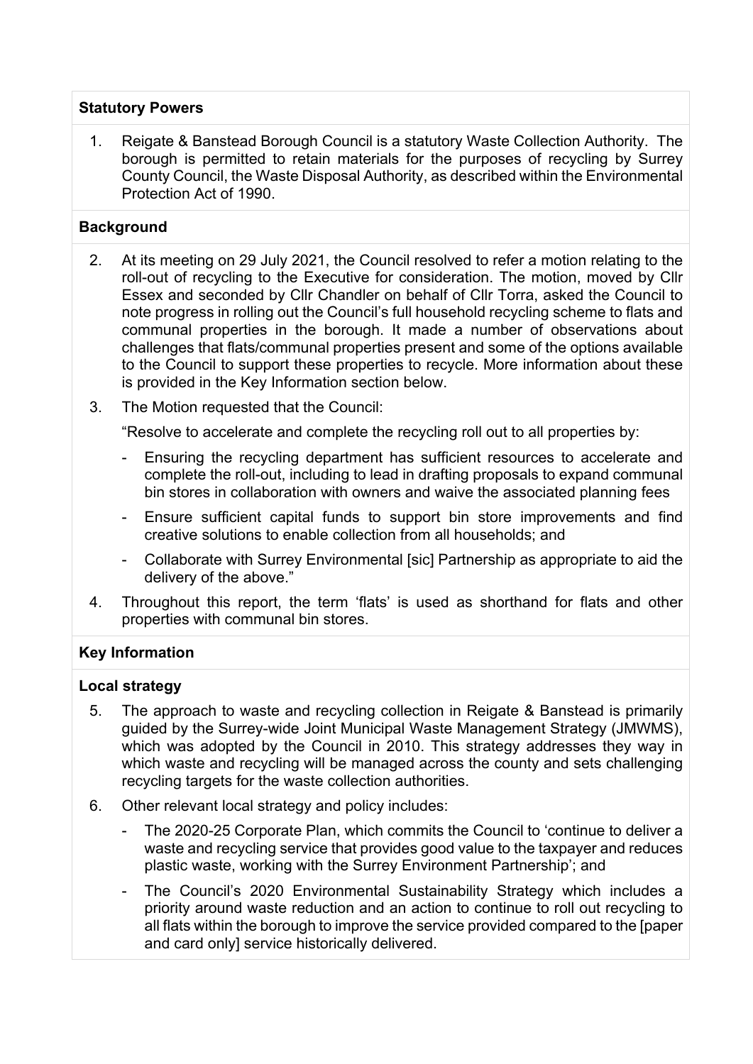**Statutory Powers**

1. Reigate & Banstead Borough Council is a statutory Waste Collection Authority. The borough is permitted to retain materials for the purposes of recycling by Surrey County Council, the Waste Disposal Authority, as described within the Environmental Protection Act of 1990.

**Background**

2. At its meeting on 29 July 2021, the Council resolved to refer a motion relating to the roll-out of recycling to the Executive for consideration. The motion, moved by Cllr Essex and seconded by Cllr Chandler on behalf of Cllr Torra, asked the Council to note progress in rolling out the Council's full household recycling scheme to flats and communal properties in the borough. It made a number of observations about challenges that flats/communal properties present and some of the options available to the Council to support these properties to recycle. More information about these is provided in the Key Information section below.

3. The Motion requested that the Council:

   "Resolve to accelerate and complete the recycling roll out to all properties by:

   - Ensuring the recycling department has sufficient resources to accelerate and complete the roll-out, including to lead in drafting proposals to expand communal bin stores in collaboration with owners and waive the associated planning fees
   - Ensure sufficient capital funds to support bin store improvements and find creative solutions to enable collection from all households; and
   - Collaborate with Surrey Environmental [sic] Partnership as appropriate to aid the delivery of the above."

4. Throughout this report, the term 'flats' is used as shorthand for flats and other properties with communal bin stores.

**Key Information**

**Local strategy**

5. The approach to waste and recycling collection in Reigate & Banstead is primarily guided by the Surrey-wide Joint Municipal Waste Management Strategy (JMWMS), which was adopted by the Council in 2010. This strategy addresses they way in which waste and recycling will be managed across the county and sets challenging recycling targets for the waste collection authorities.

6. Other relevant local strategy and policy includes:

   - The 2020-25 Corporate Plan, which commits the Council to 'continue to deliver a waste and recycling service that provides good value to the taxpayer and reduces plastic waste, working with the Surrey Environment Partnership'; and
   - The Council's 2020 Environmental Sustainability Strategy which includes a priority around waste reduction and an action to continue to roll out recycling to all flats within the borough to improve the service provided compared to the [paper and card only] service historically delivered.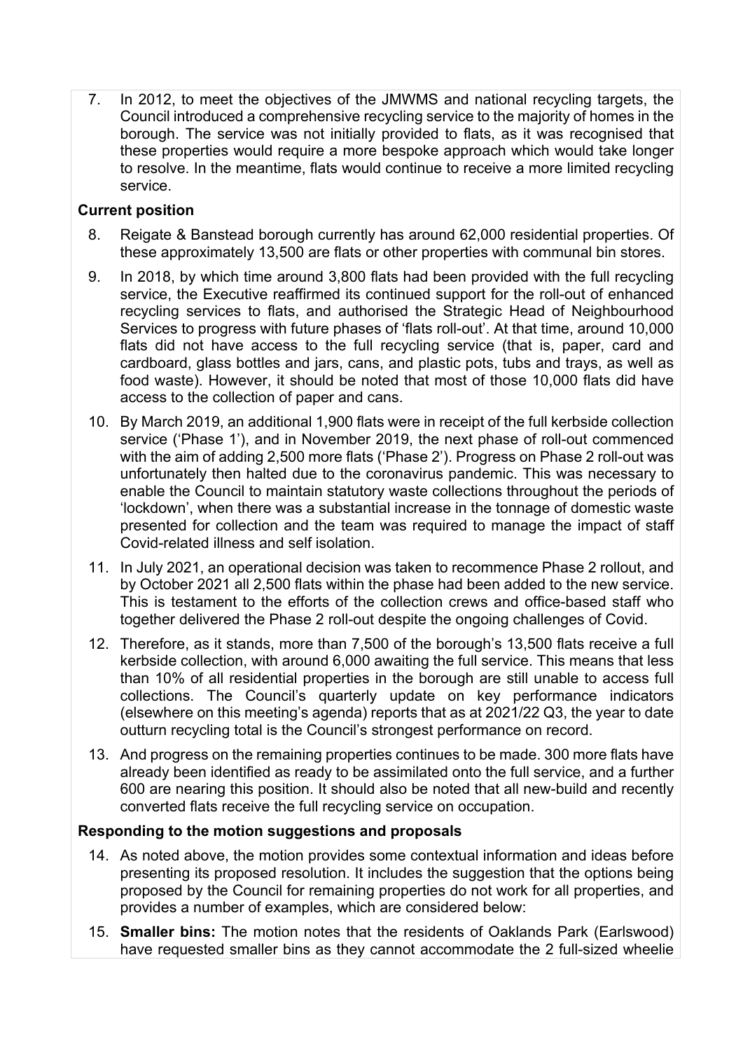7. In 2012, to meet the objectives of the JMWMS and national recycling targets, the Council introduced a comprehensive recycling service to the majority of homes in the borough. The service was not initially provided to flats, as it was recognised that these properties would require a more bespoke approach which would take longer to resolve. In the meantime, flats would continue to receive a more limited recycling service.

**Current position**

8. Reigate & Banstead borough currently has around 62,000 residential properties. Of these approximately 13,500 are flats or other properties with communal bin stores.

9. In 2018, by which time around 3,800 flats had been provided with the full recycling service, the Executive reaffirmed its continued support for the roll-out of enhanced recycling services to flats, and authorised the Strategic Head of Neighbourhood Services to progress with future phases of 'flats roll-out'. At that time, around 10,000 flats did not have access to the full recycling service (that is, paper, card and cardboard, glass bottles and jars, cans, and plastic pots, tubs and trays, as well as food waste). However, it should be noted that most of those 10,000 flats did have access to the collection of paper and cans.

10. By March 2019, an additional 1,900 flats were in receipt of the full kerbside collection service ('Phase 1'), and in November 2019, the next phase of roll-out commenced with the aim of adding 2,500 more flats ('Phase 2'). Progress on Phase 2 roll-out was unfortunately then halted due to the coronavirus pandemic. This was necessary to enable the Council to maintain statutory waste collections throughout the periods of 'lockdown', when there was a substantial increase in the tonnage of domestic waste presented for collection and the team was required to manage the impact of staff Covid-related illness and self isolation.

11. In July 2021, an operational decision was taken to recommence Phase 2 rollout, and by October 2021 all 2,500 flats within the phase had been added to the new service. This is testament to the efforts of the collection crews and office-based staff who together delivered the Phase 2 roll-out despite the ongoing challenges of Covid.

12. Therefore, as it stands, more than 7,500 of the borough's 13,500 flats receive a full kerbside collection, with around 6,000 awaiting the full service. This means that less than 10% of all residential properties in the borough are still unable to access full collections. The Council's quarterly update on key performance indicators (elsewhere on this meeting's agenda) reports that as at 2021/22 Q3, the year to date outturn recycling total is the Council's strongest performance on record.

13. And progress on the remaining properties continues to be made. 300 more flats have already been identified as ready to be assimilated onto the full service, and a further 600 are nearing this position. It should also be noted that all new-build and recently converted flats receive the full recycling service on occupation.

**Responding to the motion suggestions and proposals**

14. As noted above, the motion provides some contextual information and ideas before presenting its proposed resolution. It includes the suggestion that the options being proposed by the Council for remaining properties do not work for all properties, and provides a number of examples, which are considered below:

15. **Smaller bins:** The motion notes that the residents of Oaklands Park (Earlswood) have requested smaller bins as they cannot accommodate the 2 full-sized wheelie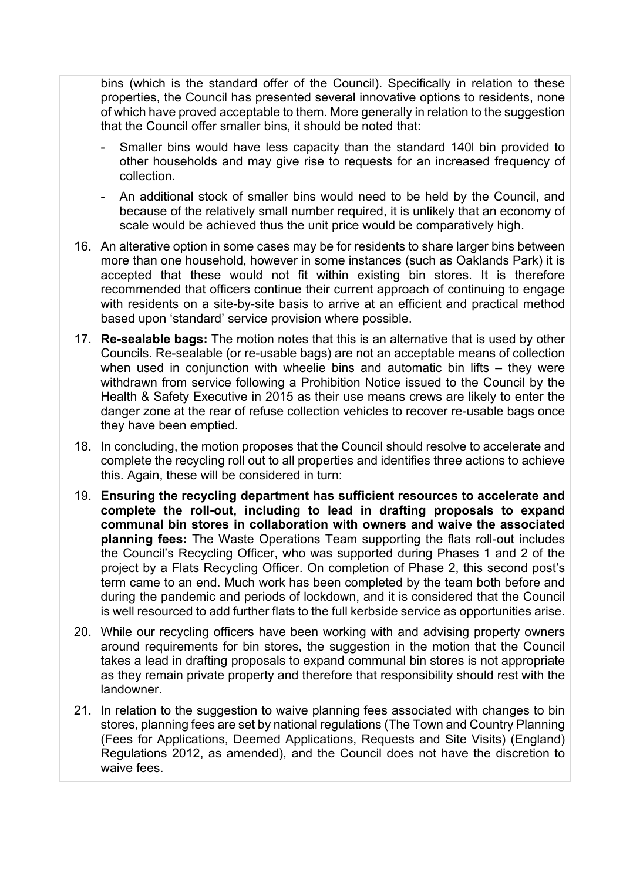bins (which is the standard offer of the Council). Specifically in relation to these properties, the Council has presented several innovative options to residents, none of which have proved acceptable to them. More generally in relation to the suggestion that the Council offer smaller bins, it should be noted that:

- Smaller bins would have less capacity than the standard 140l bin provided to other households and may give rise to requests for an increased frequency of collection.
- An additional stock of smaller bins would need to be held by the Council, and because of the relatively small number required, it is unlikely that an economy of scale would be achieved thus the unit price would be comparatively high.

16. An alterative option in some cases may be for residents to share larger bins between more than one household, however in some instances (such as Oaklands Park) it is accepted that these would not fit within existing bin stores. It is therefore recommended that officers continue their current approach of continuing to engage with residents on a site-by-site basis to arrive at an efficient and practical method based upon 'standard' service provision where possible.

17. **Re-sealable bags:** The motion notes that this is an alternative that is used by other Councils. Re-sealable (or re-usable bags) are not an acceptable means of collection when used in conjunction with wheelie bins and automatic bin lifts – they were withdrawn from service following a Prohibition Notice issued to the Council by the Health & Safety Executive in 2015 as their use means crews are likely to enter the danger zone at the rear of refuse collection vehicles to recover re-usable bags once they have been emptied.

18. In concluding, the motion proposes that the Council should resolve to accelerate and complete the recycling roll out to all properties and identifies three actions to achieve this. Again, these will be considered in turn:

19. **Ensuring the recycling department has sufficient resources to accelerate and complete the roll-out, including to lead in drafting proposals to expand communal bin stores in collaboration with owners and waive the associated planning fees:** The Waste Operations Team supporting the flats roll-out includes the Council's Recycling Officer, who was supported during Phases 1 and 2 of the project by a Flats Recycling Officer. On completion of Phase 2, this second post's term came to an end. Much work has been completed by the team both before and during the pandemic and periods of lockdown, and it is considered that the Council is well resourced to add further flats to the full kerbside service as opportunities arise.

20. While our recycling officers have been working with and advising property owners around requirements for bin stores, the suggestion in the motion that the Council takes a lead in drafting proposals to expand communal bin stores is not appropriate as they remain private property and therefore that responsibility should rest with the landowner.

21. In relation to the suggestion to waive planning fees associated with changes to bin stores, planning fees are set by national regulations (The Town and Country Planning (Fees for Applications, Deemed Applications, Requests and Site Visits) (England) Regulations 2012, as amended), and the Council does not have the discretion to waive fees.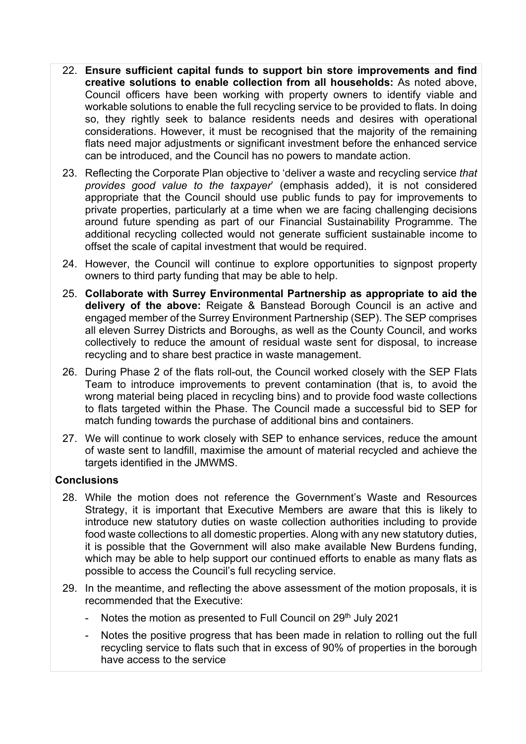22. **Ensure sufficient capital funds to support bin store improvements and find creative solutions to enable collection from all households:** As noted above, Council officers have been working with property owners to identify viable and workable solutions to enable the full recycling service to be provided to flats. In doing so, they rightly seek to balance residents needs and desires with operational considerations. However, it must be recognised that the majority of the remaining flats need major adjustments or significant investment before the enhanced service can be introduced, and the Council has no powers to mandate action.

23. Reflecting the Corporate Plan objective to 'deliver a waste and recycling service *that provides good value to the taxpayer*' (emphasis added), it is not considered appropriate that the Council should use public funds to pay for improvements to private properties, particularly at a time when we are facing challenging decisions around future spending as part of our Financial Sustainability Programme. The additional recycling collected would not generate sufficient sustainable income to offset the scale of capital investment that would be required.

24. However, the Council will continue to explore opportunities to signpost property owners to third party funding that may be able to help.

25. **Collaborate with Surrey Environmental Partnership as appropriate to aid the delivery of the above:** Reigate & Banstead Borough Council is an active and engaged member of the Surrey Environment Partnership (SEP). The SEP comprises all eleven Surrey Districts and Boroughs, as well as the County Council, and works collectively to reduce the amount of residual waste sent for disposal, to increase recycling and to share best practice in waste management.

26. During Phase 2 of the flats roll-out, the Council worked closely with the SEP Flats Team to introduce improvements to prevent contamination (that is, to avoid the wrong material being placed in recycling bins) and to provide food waste collections to flats targeted within the Phase. The Council made a successful bid to SEP for match funding towards the purchase of additional bins and containers.

27. We will continue to work closely with SEP to enhance services, reduce the amount of waste sent to landfill, maximise the amount of material recycled and achieve the targets identified in the JMWMS.

**Conclusions**

28. While the motion does not reference the Government's Waste and Resources Strategy, it is important that Executive Members are aware that this is likely to introduce new statutory duties on waste collection authorities including to provide food waste collections to all domestic properties. Along with any new statutory duties, it is possible that the Government will also make available New Burdens funding, which may be able to help support our continued efforts to enable as many flats as possible to access the Council's full recycling service.

29. In the meantime, and reflecting the above assessment of the motion proposals, it is recommended that the Executive:

    - Notes the motion as presented to Full Council on 29th July 2021
    - Notes the positive progress that has been made in relation to rolling out the full recycling service to flats such that in excess of 90% of properties in the borough have access to the service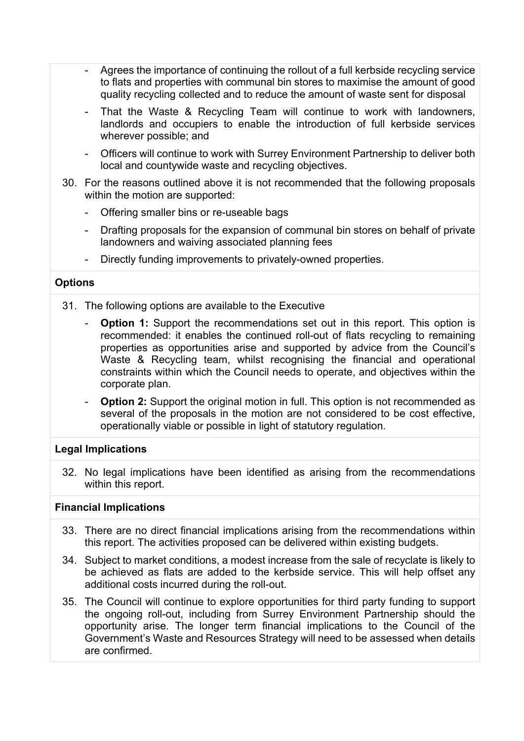- Agrees the importance of continuing the rollout of a full kerbside recycling service to flats and properties with communal bin stores to maximise the amount of good quality recycling collected and to reduce the amount of waste sent for disposal
- That the Waste & Recycling Team will continue to work with landowners, landlords and occupiers to enable the introduction of full kerbside services wherever possible; and
- Officers will continue to work with Surrey Environment Partnership to deliver both local and countywide waste and recycling objectives.

30. For the reasons outlined above it is not recommended that the following proposals within the motion are supported:
    - Offering smaller bins or re-useable bags
    - Drafting proposals for the expansion of communal bin stores on behalf of private landowners and waiving associated planning fees
    - Directly funding improvements to privately-owned properties.

**Options**

31. The following options are available to the Executive
    - **Option 1:** Support the recommendations set out in this report. This option is recommended: it enables the continued roll-out of flats recycling to remaining properties as opportunities arise and supported by advice from the Council's Waste & Recycling team, whilst recognising the financial and operational constraints within which the Council needs to operate, and objectives within the corporate plan.
    - **Option 2:** Support the original motion in full. This option is not recommended as several of the proposals in the motion are not considered to be cost effective, operationally viable or possible in light of statutory regulation.

**Legal Implications**

32. No legal implications have been identified as arising from the recommendations within this report.

**Financial Implications**

33. There are no direct financial implications arising from the recommendations within this report. The activities proposed can be delivered within existing budgets.
34. Subject to market conditions, a modest increase from the sale of recyclate is likely to be achieved as flats are added to the kerbside service. This will help offset any additional costs incurred during the roll-out.
35. The Council will continue to explore opportunities for third party funding to support the ongoing roll-out, including from Surrey Environment Partnership should the opportunity arise. The longer term financial implications to the Council of the Government's Waste and Resources Strategy will need to be assessed when details are confirmed.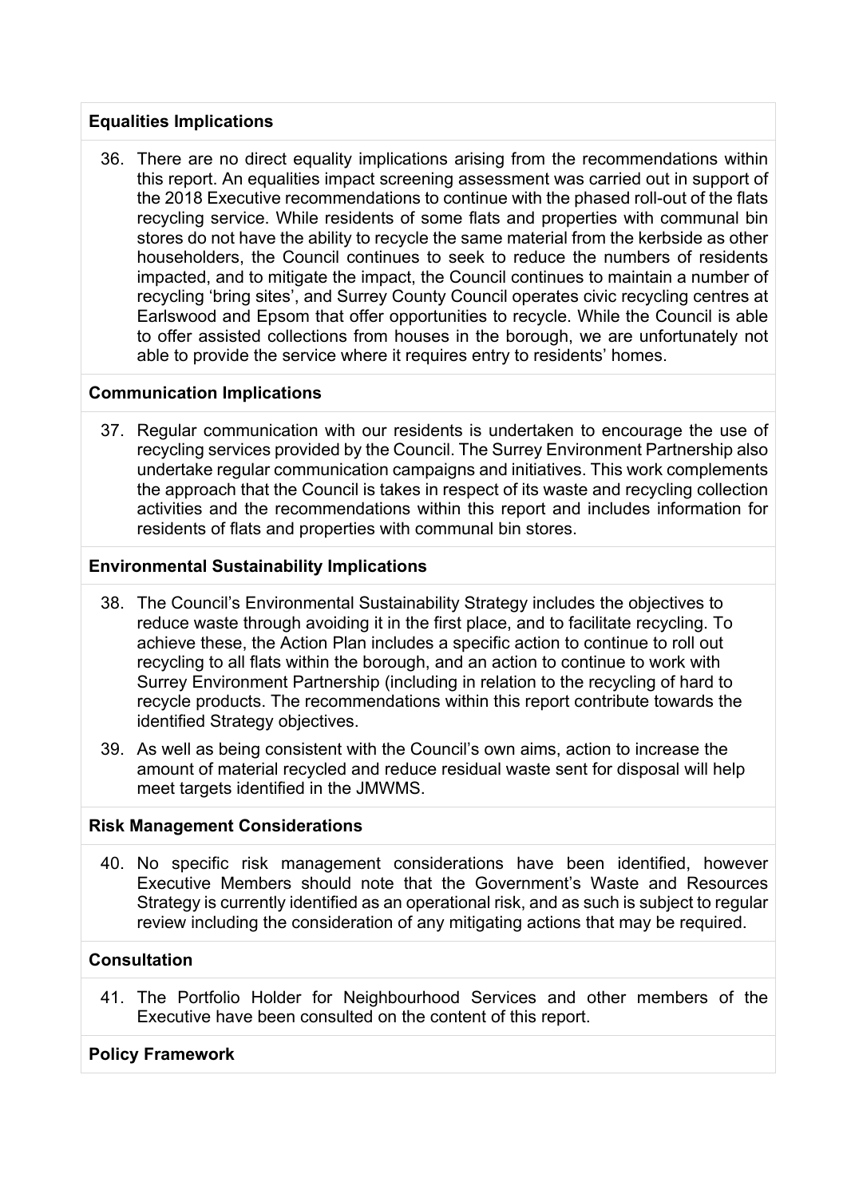**Equalities Implications**

36. There are no direct equality implications arising from the recommendations within this report. An equalities impact screening assessment was carried out in support of the 2018 Executive recommendations to continue with the phased roll-out of the flats recycling service. While residents of some flats and properties with communal bin stores do not have the ability to recycle the same material from the kerbside as other householders, the Council continues to seek to reduce the numbers of residents impacted, and to mitigate the impact, the Council continues to maintain a number of recycling 'bring sites', and Surrey County Council operates civic recycling centres at Earlswood and Epsom that offer opportunities to recycle. While the Council is able to offer assisted collections from houses in the borough, we are unfortunately not able to provide the service where it requires entry to residents' homes.

**Communication Implications**

37. Regular communication with our residents is undertaken to encourage the use of recycling services provided by the Council. The Surrey Environment Partnership also undertake regular communication campaigns and initiatives. This work complements the approach that the Council is takes in respect of its waste and recycling collection activities and the recommendations within this report and includes information for residents of flats and properties with communal bin stores.

**Environmental Sustainability Implications**

38. The Council's Environmental Sustainability Strategy includes the objectives to reduce waste through avoiding it in the first place, and to facilitate recycling. To achieve these, the Action Plan includes a specific action to continue to roll out recycling to all flats within the borough, and an action to continue to work with Surrey Environment Partnership (including in relation to the recycling of hard to recycle products. The recommendations within this report contribute towards the identified Strategy objectives.

39. As well as being consistent with the Council's own aims, action to increase the amount of material recycled and reduce residual waste sent for disposal will help meet targets identified in the JMWMS.

**Risk Management Considerations**

40. No specific risk management considerations have been identified, however Executive Members should note that the Government's Waste and Resources Strategy is currently identified as an operational risk, and as such is subject to regular review including the consideration of any mitigating actions that may be required.

**Consultation**

41. The Portfolio Holder for Neighbourhood Services and other members of the Executive have been consulted on the content of this report.

**Policy Framework**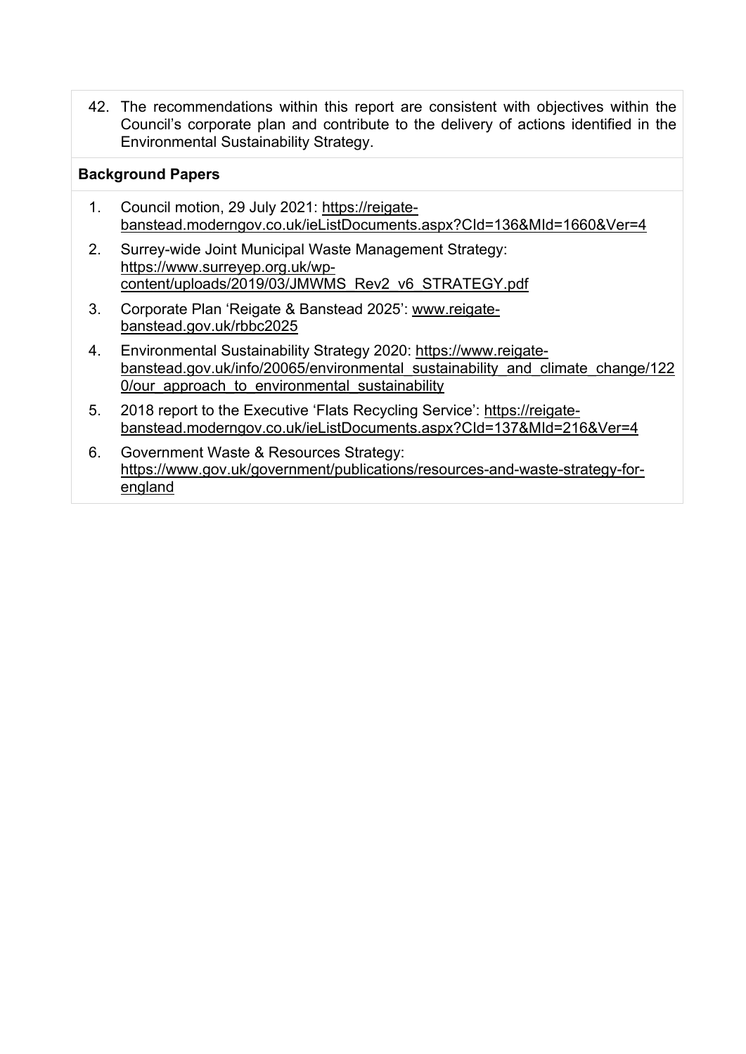42. The recommendations within this report are consistent with objectives within the Council's corporate plan and contribute to the delivery of actions identified in the Environmental Sustainability Strategy.

**Background Papers**

1. Council motion, 29 July 2021: https://reigate-banstead.moderngov.co.uk/ieListDocuments.aspx?CId=136&MId=1660&Ver=4
2. Surrey-wide Joint Municipal Waste Management Strategy: https://www.surreyep.org.uk/wp-content/uploads/2019/03/JMWMS_Rev2_v6_STRATEGY.pdf
3. Corporate Plan 'Reigate & Banstead 2025': www.reigate-banstead.gov.uk/rbbc2025
4. Environmental Sustainability Strategy 2020: https://www.reigate-banstead.gov.uk/info/20065/environmental_sustainability_and_climate_change/1220/our_approach_to_environmental_sustainability
5. 2018 report to the Executive 'Flats Recycling Service': https://reigate-banstead.moderngov.co.uk/ieListDocuments.aspx?CId=137&MId=216&Ver=4
6. Government Waste & Resources Strategy: https://www.gov.uk/government/publications/resources-and-waste-strategy-for-england